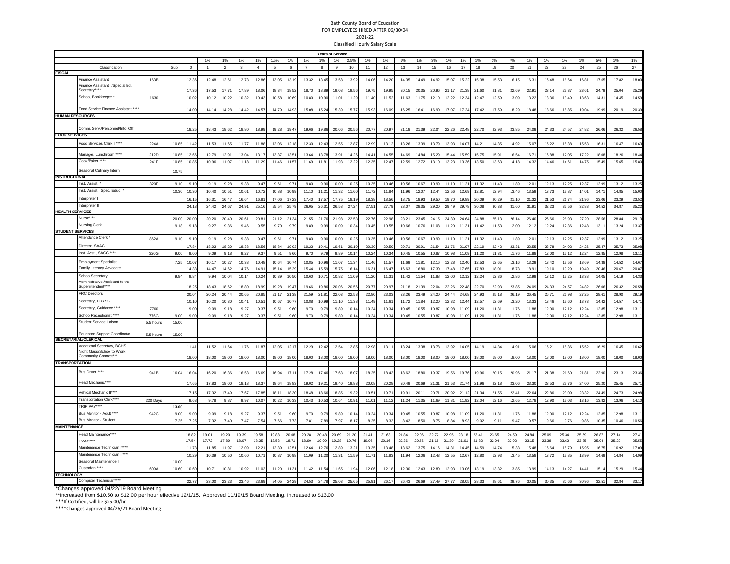Bath County Board of Education
FOR EMPLOYEES HIRED AFTER 06/30/04
2021-22
Classified Hourly Salary Scale

| | | | Years of Service | | | | | | | | | | | | | | | | | | | | | | | | | | |
|---|---|---|---|---|---|---|---|---|---|---|---|---|---|---|---|---|---|---|---|---|---|---|---|---|---|---|---|---|---|
| | | | | 1% | 1% | 1% | 1% | 1.5% | 1% | 1% | 1% | 1% | 2.5% | 1% | 1% | 1% | 1% | 3% | 1% | 1% | 1% | 1% | 4% | 1% | 1% | 1% | 1% | 5% | 1% | 1% |
| Classification | | Sub | 0 | 1 | 2 | 3 | 4 | 5 | 6 | 7 | 8 | 9 | 10 | 11 | 12 | 13 | 14 | 15 | 16 | 17 | 18 | 19 | 20 | 21 | 22 | 23 | 24 | 25 | 26 | 27 |
| **FISCAL** | | | | | | | | | | | | | | | | | | | | | | | | | | | | | | |
| Finance Assistant I | 163B | | 12.36 | 12.48 | 12.61 | 12.73 | 12.86 | 13.05 | 13.19 | 13.32 | 13.45 | 13.58 | 13.92 | 14.06 | 14.20 | 14.35 | 14.49 | 14.92 | 15.07 | 15.22 | 15.38 | 15.53 | 16.15 | 16.31 | 16.48 | 16.64 | 16.81 | 17.65 | 17.82 | 18.00 |
| Finance Assistant II/Special Ed. Secretary**** | | | 17.36 | 17.53 | 17.71 | 17.89 | 18.06 | 18.34 | 18.52 | 18.70 | 18.89 | 19.08 | 19.56 | 19.75 | 19.95 | 20.15 | 20.35 | 20.96 | 21.17 | 21.38 | 21.60 | 21.81 | 22.69 | 22.91 | 23.14 | 23.37 | 23.61 | 24.79 | 25.04 | 25.29 |
| School, Bookkeeper * | 1630 | | 10.02 | 10.12 | 10.22 | 10.32 | 10.43 | 10.58 | 10.69 | 10.80 | 10.90 | 11.01 | 11.29 | 11.40 | 11.52 | 11.63 | 11.75 | 12.10 | 12.22 | 12.34 | 12.47 | 12.59 | 13.09 | 13.22 | 13.36 | 13.49 | 13.63 | 14.31 | 14.45 | 14.59 |
| Food Service Finance Assistant **** | | | 14.00 | 14.14 | 14.28 | 14.42 | 14.57 | 14.79 | 14.93 | 15.08 | 15.24 | 15.39 | 15.77 | 15.93 | 16.09 | 16.25 | 16.41 | 16.90 | 17.07 | 17.24 | 17.42 | 17.59 | 18.29 | 18.48 | 18.66 | 18.85 | 19.04 | 19.99 | 20.19 | 20.39 |
| **HUMAN RESOURCES** | | | | | | | | | | | | | | | | | | | | | | | | | | | | | | |
| Comm. Serv./Personnel/Info. Off. | | | 18.25 | 18.43 | 18.62 | 18.80 | 18.99 | 19.28 | 19.47 | 19.66 | 19.86 | 20.06 | 20.56 | 20.77 | 20.97 | 21.18 | 21.39 | 22.04 | 22.26 | 22.48 | 22.70 | 22.93 | 23.85 | 24.09 | 24.33 | 24.57 | 24.82 | 26.06 | 26.32 | 26.58 |
| **FOOD SERVICES** | | | | | | | | | | | | | | | | | | | | | | | | | | | | | | |
| Food Services Clerk I **** | 224A | 10.85 | 11.42 | 11.53 | 11.65 | 11.77 | 11.88 | 12.06 | 12.18 | 12.30 | 12.43 | 12.55 | 12.87 | 12.99 | 13.12 | 13.26 | 13.39 | 13.79 | 13.93 | 14.07 | 14.21 | 14.35 | 14.92 | 15.07 | 15.22 | 15.38 | 15.53 | 16.31 | 16.47 | 16.63 |
| Manager, Lunchroom **** | 212D | 10.85 | 12.66 | 12.79 | 12.91 | 13.04 | 13.17 | 13.37 | 13.51 | 13.64 | 13.78 | 13.91 | 14.26 | 14.41 | 14.55 | 14.69 | 14.84 | 15.29 | 15.44 | 15.59 | 15.75 | 15.91 | 16.54 | 16.71 | 16.88 | 17.05 | 17.22 | 18.08 | 18.26 | 18.44 |
| Cook/Baker **** | 241F | 10.85 | 10.85 | 10.96 | 11.07 | 11.18 | 11.29 | 11.46 | 11.57 | 11.69 | 11.81 | 11.93 | 12.22 | 12.35 | 12.47 | 12.59 | 12.72 | 13.10 | 13.23 | 13.36 | 13.50 | 13.63 | 14.18 | 14.32 | 14.46 | 14.61 | 14.75 | 15.49 | 15.65 | 15.80 |
| Seasonal Culinary Intern | | 10.75 | | | | | | | | | | | | | | | | | | | | | | | | | | | | |
| **INSTRUCTIONAL** | | | | | | | | | | | | | | | | | | | | | | | | | | | | | | |
| Inst. Assist. * | 320F | 9.10 | 9.10 | 9.19 | 9.28 | 9.38 | 9.47 | 9.61 | 9.71 | 9.80 | 9.90 | 10.00 | 10.25 | 10.35 | 10.46 | 10.56 | 10.67 | 10.99 | 11.10 | 11.21 | 11.32 | 11.43 | 11.89 | 12.01 | 12.13 | 12.25 | 12.37 | 12.99 | 13.12 | 13.25 |
| Inst. Assist., Spec. Educ. * | | 10.30 | 10.30 | 10.40 | 10.51 | 10.61 | 10.72 | 10.88 | 10.99 | 11.10 | 11.21 | 11.32 | 11.60 | 11.72 | 11.84 | 11.96 | 12.07 | 12.44 | 12.56 | 12.69 | 12.81 | 12.94 | 13.46 | 13.59 | 13.73 | 13.87 | 14.01 | 14.71 | 14.85 | 15.00 |
| Interpreter I | | | 16.15 | 16.31 | 16.47 | 16.64 | 16.81 | 17.06 | 17.23 | 17.40 | 17.57 | 17.75 | 18.19 | 18.38 | 18.56 | 18.75 | 18.93 | 19.50 | 19.70 | 19.89 | 20.09 | 20.29 | 21.10 | 21.32 | 21.53 | 21.74 | 21.96 | 23.06 | 23.29 | 23.52 |
| Interpreter II | | | 24.18 | 24.42 | 24.67 | 24.91 | 25.16 | 25.54 | 25.79 | 26.05 | 26.31 | 26.58 | 27.24 | 27.51 | 27.79 | 28.07 | 28.35 | 29.20 | 29.49 | 29.78 | 30.08 | 30.38 | 31.60 | 31.91 | 32.23 | 32.56 | 32.88 | 34.52 | 34.87 | 35.22 |
| **HEALTH SERVICES** | | | | | | | | | | | | | | | | | | | | | | | | | | | | | | |
| Nurse**** | | 20.00 | 20.00 | 20.20 | 20.40 | 20.61 | 20.81 | 21.12 | 21.34 | 21.55 | 21.76 | 21.98 | 22.53 | 22.76 | 22.98 | 23.21 | 23.45 | 24.15 | 24.39 | 24.64 | 24.88 | 25.13 | 26.14 | 26.40 | 26.66 | 26.93 | 27.20 | 28.56 | 28.84 | 29.13 |
| Nursing Clerk | | 9.18 | 9.18 | 9.27 | 9.36 | 9.46 | 9.55 | 9.70 | 9.79 | 9.89 | 9.99 | 10.09 | 10.34 | 10.45 | 10.55 | 10.66 | 10.76 | 11.08 | 11.20 | 11.31 | 11.42 | 11.53 | 12.00 | 12.12 | 12.24 | 12.36 | 12.48 | 13.11 | 13.24 | 13.37 |
| **STUDENT SERVICES** | | | | | | | | | | | | | | | | | | | | | | | | | | | | | | |
| Attendance Clerk * | 862A | 9.10 | 9.10 | 9.19 | 9.28 | 9.38 | 9.47 | 9.61 | 9.71 | 9.80 | 9.90 | 10.00 | 10.25 | 10.35 | 10.46 | 10.56 | 10.67 | 10.99 | 11.10 | 11.21 | 11.32 | 11.43 | 11.89 | 12.01 | 12.13 | 12.25 | 12.37 | 12.99 | 13.12 | 13.25 |
| Director, SAAC | | | 17.84 | 18.02 | 18.20 | 18.38 | 18.56 | 18.84 | 19.03 | 19.22 | 19.41 | 19.61 | 20.10 | 20.30 | 20.50 | 20.71 | 20.91 | 21.54 | 21.76 | 21.97 | 22.19 | 22.42 | 23.31 | 23.55 | 23.78 | 24.02 | 24.26 | 25.47 | 25.73 | 25.98 |
| Inst. Asst., SACC **** | 320G | 9.00 | 9.00 | 9.09 | 9.18 | 9.27 | 9.37 | 9.51 | 9.60 | 9.70 | 9.79 | 9.89 | 10.14 | 10.24 | 10.34 | 10.45 | 10.55 | 10.87 | 10.98 | 11.09 | 11.20 | 11.31 | 11.76 | 11.88 | 12.00 | 12.12 | 12.24 | 12.85 | 12.98 | 13.11 |
| Employment Specialist | | 7.25 | 10.07 | 10.17 | 10.27 | 10.38 | 10.48 | 10.64 | 10.74 | 10.85 | 10.96 | 11.07 | 11.34 | 11.46 | 11.57 | 11.69 | 11.81 | 12.16 | 12.28 | 12.40 | 12.53 | 12.65 | 13.16 | 13.29 | 13.42 | 13.56 | 13.69 | 14.38 | 14.52 | 14.67 |
| Family Literacy Advocate | | | 14.33 | 14.47 | 14.62 | 14.76 | 14.91 | 15.14 | 15.29 | 15.44 | 15.59 | 15.75 | 16.14 | 16.31 | 16.47 | 16.63 | 16.80 | 17.30 | 17.48 | 17.65 | 17.83 | 18.01 | 18.73 | 18.91 | 19.10 | 19.29 | 19.49 | 20.46 | 20.67 | 20.87 |
| School Secretary | | 9.84 | 9.84 | 9.94 | 10.04 | 10.14 | 10.24 | 10.39 | 10.50 | 10.60 | 10.71 | 10.82 | 11.09 | 11.20 | 11.31 | 11.42 | 11.54 | 11.88 | 12.00 | 12.12 | 12.24 | 12.36 | 12.86 | 12.99 | 13.12 | 13.25 | 13.38 | 14.05 | 14.19 | 14.33 |
| Administrative Assistant to the Superintendent**** | | | 18.25 | 18.43 | 18.62 | 18.80 | 18.99 | 19.28 | 19.47 | 19.66 | 19.86 | 20.06 | 20.56 | 20.77 | 20.97 | 21.18 | 21.39 | 22.04 | 22.26 | 22.48 | 22.70 | 22.93 | 23.85 | 24.09 | 24.33 | 24.57 | 24.82 | 26.06 | 26.32 | 26.58 |
| FRC Directors | | | 20.04 | 20.24 | 20.44 | 20.65 | 20.85 | 21.17 | 21.38 | 21.59 | 21.81 | 22.03 | 22.58 | 22.80 | 23.03 | 23.26 | 23.49 | 24.20 | 24.44 | 24.68 | 24.93 | 25.18 | 26.19 | 26.45 | 26.71 | 26.98 | 27.25 | 28.61 | 28.90 | 29.19 |
| Secretary, FRYSC | | | 10.10 | 10.20 | 10.30 | 10.41 | 10.51 | 10.67 | 10.77 | 10.88 | 10.99 | 11.10 | 11.38 | 11.49 | 11.61 | 11.72 | 11.84 | 12.20 | 12.32 | 12.44 | 12.57 | 12.69 | 13.20 | 13.33 | 13.46 | 13.60 | 13.73 | 14.42 | 14.57 | 14.71 |
| Secretary, Guidance **** | 7760 | | 9.00 | 9.09 | 9.18 | 9.27 | 9.37 | 9.51 | 9.60 | 9.70 | 9.79 | 9.89 | 10.14 | 10.24 | 10.34 | 10.45 | 10.55 | 10.87 | 10.98 | 11.09 | 11.20 | 11.31 | 11.76 | 11.88 | 12.00 | 12.12 | 12.24 | 12.85 | 12.98 | 13.11 |
| School Receptionist **** | 776G | 9.00 | 9.00 | 9.09 | 9.18 | 9.27 | 9.37 | 9.51 | 9.60 | 9.70 | 9.79 | 9.89 | 10.14 | 10.24 | 10.34 | 10.45 | 10.55 | 10.87 | 10.98 | 11.09 | 11.20 | 11.31 | 11.76 | 11.88 | 12.00 | 12.12 | 12.24 | 12.85 | 12.98 | 13.11 |
| Student Service Liaison | 5.5 hours | 15.00 | | | | | | | | | | | | | | | | | | | | | | | | | | | | |
| Education Support Coordinator | 5.5 hours | 15.00 | | | | | | | | | | | | | | | | | | | | | | | | | | | | |
| **SECRETARIAL/CLERICAL** | | | | | | | | | | | | | | | | | | | | | | | | | | | | | | |
| Vocational Secretary, BCHS | | | 11.41 | 11.52 | 11.64 | 11.76 | 11.87 | 12.05 | 12.17 | 12.29 | 12.42 | 12.54 | 12.85 | 12.98 | 13.11 | 13.24 | 13.38 | 13.78 | 13.92 | 14.05 | 14.19 | 14.34 | 14.91 | 15.06 | 15.21 | 15.36 | 15.52 | 16.29 | 16.45 | 16.62 |
| Night Class/School to Work Community Connect*** | | | 18.00 | 18.00 | 18.00 | 18.00 | 18.00 | 18.00 | 18.00 | 18.00 | 18.00 | 18.00 | 18.00 | 18.00 | 18.00 | 18.00 | 18.00 | 18.00 | 18.00 | 18.00 | 18.00 | 18.00 | 18.00 | 18.00 | 18.00 | 18.00 | 18.00 | 18.00 | 18.00 | 18.00 |
| **TRANSPORTATION** | | | | | | | | | | | | | | | | | | | | | | | | | | | | | | |
| Bus Driver **** | 941B | 16.04 | 16.04 | 16.20 | 16.36 | 16.53 | 16.69 | 16.94 | 17.11 | 17.28 | 17.46 | 17.63 | 18.07 | 18.25 | 18.43 | 18.62 | 18.80 | 19.37 | 19.56 | 19.76 | 19.96 | 20.15 | 20.96 | 21.17 | 21.38 | 21.60 | 21.81 | 22.90 | 23.13 | 23.36 |
| Head Mechanic**** | | | 17.65 | 17.83 | 18.00 | 18.18 | 18.37 | 18.64 | 18.83 | 19.02 | 19.21 | 19.40 | 19.88 | 20.08 | 20.28 | 20.49 | 20.69 | 21.31 | 21.53 | 21.74 | 21.96 | 22.18 | 23.06 | 23.30 | 23.53 | 23.76 | 24.00 | 25.20 | 25.45 | 25.71 |
| Vehical Mechanic II**** | | | 17.15 | 17.32 | 17.49 | 17.67 | 17.85 | 18.11 | 18.30 | 18.48 | 18.66 | 18.85 | 19.32 | 19.51 | 19.71 | 19.91 | 20.11 | 20.71 | 20.92 | 21.12 | 21.34 | 21.55 | 22.41 | 22.64 | 22.86 | 23.09 | 23.32 | 24.49 | 24.73 | 24.98 |
| Transportation Clerk**** | 220 Days | | 9.68 | 9.78 | 9.87 | 9.97 | 10.07 | 10.22 | 10.33 | 10.43 | 10.53 | 10.64 | 10.91 | 11.01 | 11.12 | 11.24 | 11.35 | 11.69 | 11.81 | 11.92 | 12.04 | 12.16 | 12.65 | 12.78 | 12.90 | 13.03 | 13.16 | 13.82 | 13.96 | 14.10 |
| TRIP PAY**** | | 13.00 | | | | | | | | | | | | | | | | | | | | | | | | | | | | |
| Bus Monitor - Adult **** | 942C | 9.00 | 9.00 | 9.09 | 9.18 | 9.27 | 9.37 | 9.51 | 9.60 | 9.70 | 9.79 | 9.89 | 10.14 | 10.24 | 10.34 | 10.45 | 10.55 | 10.87 | 10.98 | 11.09 | 11.20 | 11.31 | 11.76 | 11.88 | 12.00 | 12.12 | 12.24 | 12.85 | 12.98 | 13.11 |
| Bus Monitor - Student | | 7.25 | 7.25 | 7.32 | 7.40 | 7.47 | 7.54 | 7.66 | 7.73 | 7.81 | 7.89 | 7.97 | 8.17 | 8.25 | 8.33 | 8.42 | 8.50 | 8.75 | 8.84 | 8.93 | 9.02 | 9.11 | 9.47 | 9.57 | 9.66 | 9.76 | 9.86 | 10.35 | 10.46 | 10.56 |
| **MAINTENANCE** | | | | | | | | | | | | | | | | | | | | | | | | | | | | | | |
| Head Maintenance**** | | | 18.82 | 19.01 | 19.20 | 19.39 | 19.58 | 19.88 | 20.08 | 20.28 | 20.48 | 20.69 | 21.20 | 21.41 | 21.63 | 21.84 | 22.06 | 22.72 | 22.95 | 23.18 | 23.41 | 23.65 | 24.59 | 24.84 | 25.09 | 25.34 | 25.59 | 26.87 | 27.14 | 27.41 |
| HVAC**** | | | 17.54 | 17.72 | 17.89 | 18.07 | 18.25 | 18.53 | 18.71 | 18.90 | 19.09 | 19.28 | 19.76 | 19.96 | 20.16 | 20.36 | 20.56 | 21.18 | 21.39 | 21.61 | 21.82 | 22.04 | 22.92 | 23.15 | 23.38 | 23.62 | 23.85 | 25.04 | 25.29 | 25.55 |
| Maintenance Technician I**** | | | 11.73 | 11.85 | 11.97 | 12.09 | 12.21 | 12.39 | 12.51 | 12.64 | 12.76 | 12.89 | 13.21 | 13.35 | 13.48 | 13.62 | 13.75 | 14.16 | 14.31 | 14.45 | 14.59 | 14.74 | 15.33 | 15.48 | 15.64 | 15.79 | 15.95 | 16.75 | 16.92 | 17.09 |
| Maintenance Technician II**** | | | 10.29 | 10.39 | 10.50 | 10.60 | 10.71 | 10.87 | 10.98 | 11.09 | 11.20 | 11.31 | 11.59 | 11.71 | 11.83 | 11.94 | 12.06 | 12.43 | 12.55 | 12.67 | 12.80 | 12.93 | 13.45 | 13.58 | 13.72 | 13.85 | 13.99 | 14.69 | 14.84 | 14.99 |
| Seasonal Maintenance I | | 10.00 | | | | | | | | | | | | | | | | | | | | | | | | | | | | |
| Custodian **** | 609A | 10.60 | 10.60 | 10.71 | 10.81 | 10.92 | 11.03 | 11.20 | 11.31 | 11.42 | 11.54 | 11.65 | 11.94 | 12.06 | 12.18 | 12.30 | 12.43 | 12.80 | 12.93 | 13.06 | 13.19 | 13.32 | 13.85 | 13.99 | 14.13 | 14.27 | 14.41 | 15.14 | 15.29 | 15.44 |
| **TECHNOLOGY** | | | | | | | | | | | | | | | | | | | | | | | | | | | | | | |
| Computer Technician**** | | | 22.77 | 23.00 | 23.23 | 23.46 | 23.69 | 24.05 | 24.29 | 24.53 | 24.78 | 25.03 | 25.65 | 25.91 | 26.17 | 26.43 | 26.69 | 27.49 | 27.77 | 28.05 | 28.33 | 28.61 | 29.76 | 30.05 | 30.35 | 30.66 | 30.96 | 32.51 | 32.84 | 33.17 |

*Changes approved 04/22/19 Board Meeting

**Increased from $10.50 to $12.00 per hour effective 12/1/15. Approved 11/19/15 Board Meeting. Increased to $13.00

***If Certified, will be $25.00/hr

****Changes approved 04/26/21 Board Meeting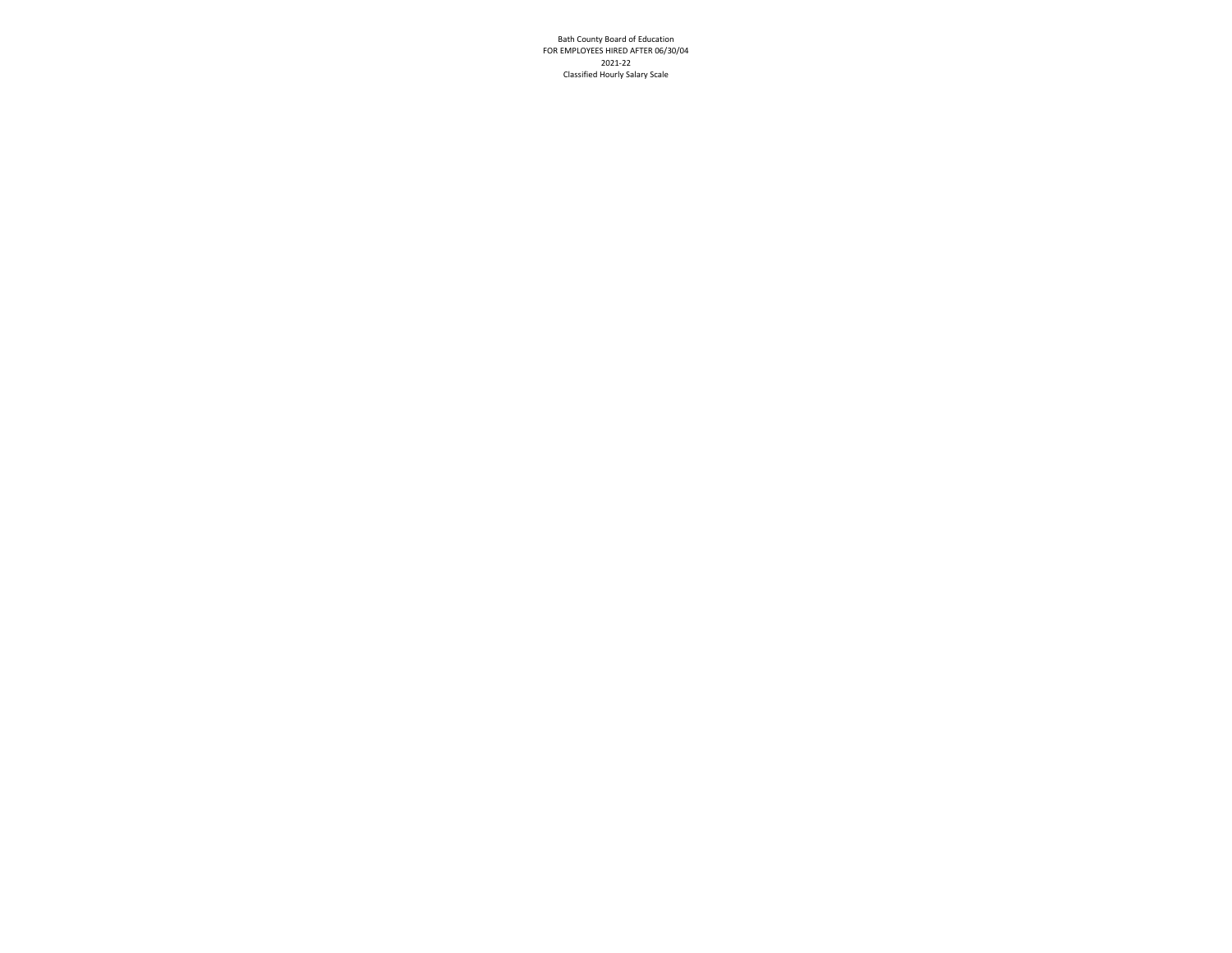Bath County Board of Education

FOR EMPLOYEES HIRED AFTER 06/30/04

2021-22

Classified Hourly Salary Scale